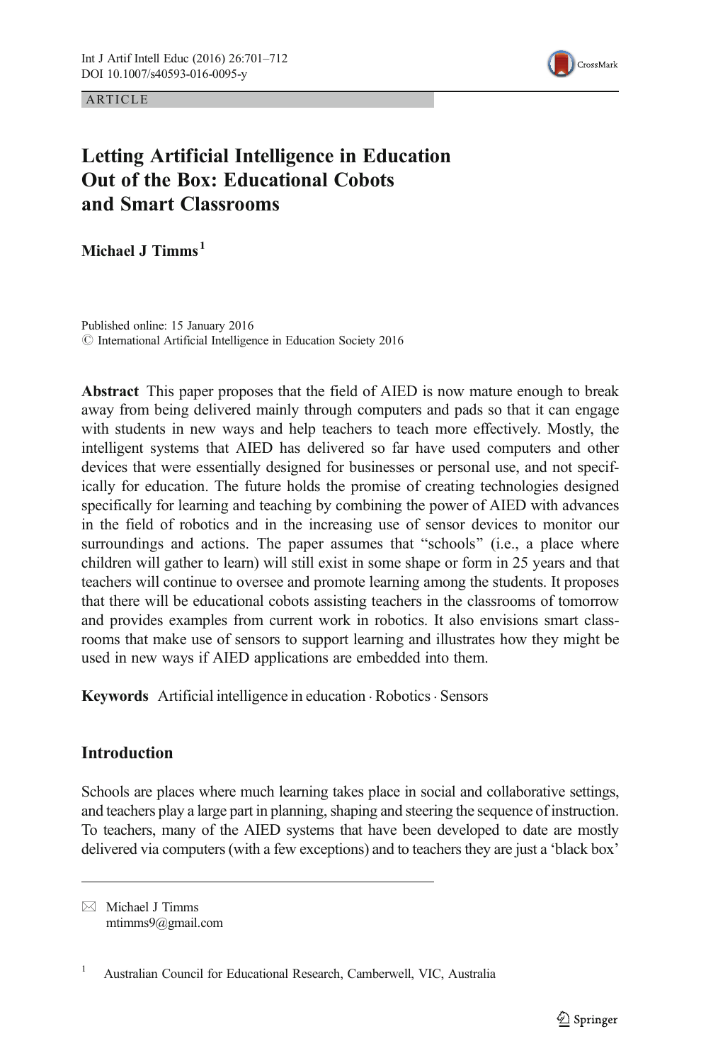ARTICLE

# Letting Artificial Intelligence in Education Out of the Box: Educational Cobots and Smart Classrooms

**Michael J Timms** [1]

Published online: 15 January 2016
© International Artificial Intelligence in Education Society 2016

**Abstract** This paper proposes that the field of AIED is now mature enough to break away from being delivered mainly through computers and pads so that it can engage with students in new ways and help teachers to teach more effectively. Mostly, the intelligent systems that AIED has delivered so far have used computers and other devices that were essentially designed for businesses or personal use, and not specifically for education. The future holds the promise of creating technologies designed specifically for learning and teaching by combining the power of AIED with advances in the field of robotics and in the increasing use of sensor devices to monitor our surroundings and actions. The paper assumes that "schools" (i.e., a place where children will gather to learn) will still exist in some shape or form in 25 years and that teachers will continue to oversee and promote learning among the students. It proposes that there will be educational cobots assisting teachers in the classrooms of tomorrow and provides examples from current work in robotics. It also envisions smart classrooms that make use of sensors to support learning and illustrates how they might be used in new ways if AIED applications are embedded into them.

**Keywords** Artificial intelligence in education · Robotics · Sensors

## Introduction

Schools are places where much learning takes place in social and collaborative settings, and teachers play a large part in planning, shaping and steering the sequence of instruction. To teachers, many of the AIED systems that have been developed to date are mostly delivered via computers (with a few exceptions) and to teachers they are just a 'black box'

---

✉ Michael J Timms
mtimms9@gmail.com

[1] Australian Council for Educational Research, Camberwell, VIC, Australia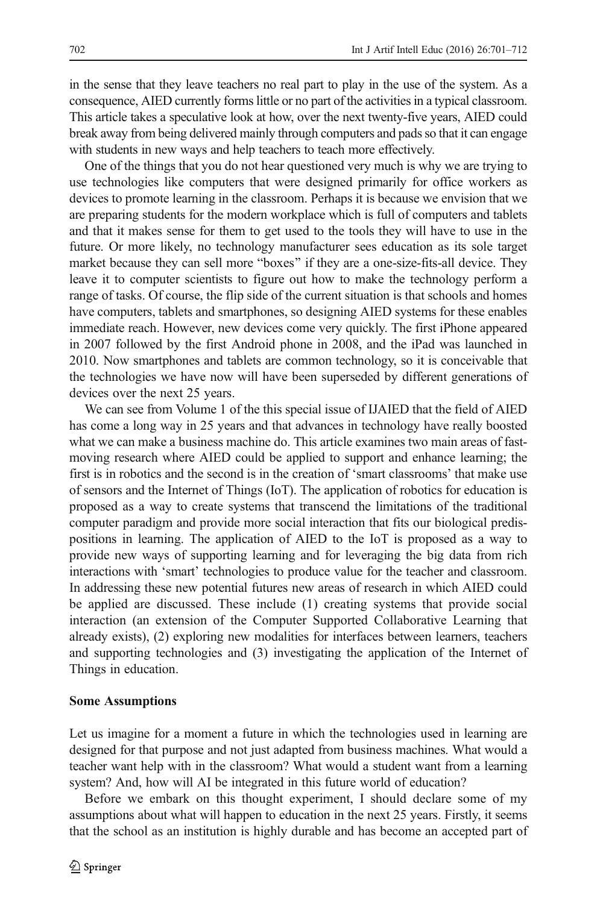in the sense that they leave teachers no real part to play in the use of the system. As a consequence, AIED currently forms little or no part of the activities in a typical classroom. This article takes a speculative look at how, over the next twenty-five years, AIED could break away from being delivered mainly through computers and pads so that it can engage with students in new ways and help teachers to teach more effectively.

One of the things that you do not hear questioned very much is why we are trying to use technologies like computers that were designed primarily for office workers as devices to promote learning in the classroom. Perhaps it is because we envision that we are preparing students for the modern workplace which is full of computers and tablets and that it makes sense for them to get used to the tools they will have to use in the future. Or more likely, no technology manufacturer sees education as its sole target market because they can sell more "boxes" if they are a one-size-fits-all device. They leave it to computer scientists to figure out how to make the technology perform a range of tasks. Of course, the flip side of the current situation is that schools and homes have computers, tablets and smartphones, so designing AIED systems for these enables immediate reach. However, new devices come very quickly. The first iPhone appeared in 2007 followed by the first Android phone in 2008, and the iPad was launched in 2010. Now smartphones and tablets are common technology, so it is conceivable that the technologies we have now will have been superseded by different generations of devices over the next 25 years.

We can see from Volume 1 of the this special issue of IJAIED that the field of AIED has come a long way in 25 years and that advances in technology have really boosted what we can make a business machine do. This article examines two main areas of fast-moving research where AIED could be applied to support and enhance learning; the first is in robotics and the second is in the creation of 'smart classrooms' that make use of sensors and the Internet of Things (IoT). The application of robotics for education is proposed as a way to create systems that transcend the limitations of the traditional computer paradigm and provide more social interaction that fits our biological predispositions in learning. The application of AIED to the IoT is proposed as a way to provide new ways of supporting learning and for leveraging the big data from rich interactions with 'smart' technologies to produce value for the teacher and classroom. In addressing these new potential futures new areas of research in which AIED could be applied are discussed. These include (1) creating systems that provide social interaction (an extension of the Computer Supported Collaborative Learning that already exists), (2) exploring new modalities for interfaces between learners, teachers and supporting technologies and (3) investigating the application of the Internet of Things in education.

## Some Assumptions

Let us imagine for a moment a future in which the technologies used in learning are designed for that purpose and not just adapted from business machines. What would a teacher want help with in the classroom? What would a student want from a learning system? And, how will AI be integrated in this future world of education?

Before we embark on this thought experiment, I should declare some of my assumptions about what will happen to education in the next 25 years. Firstly, it seems that the school as an institution is highly durable and has become an accepted part of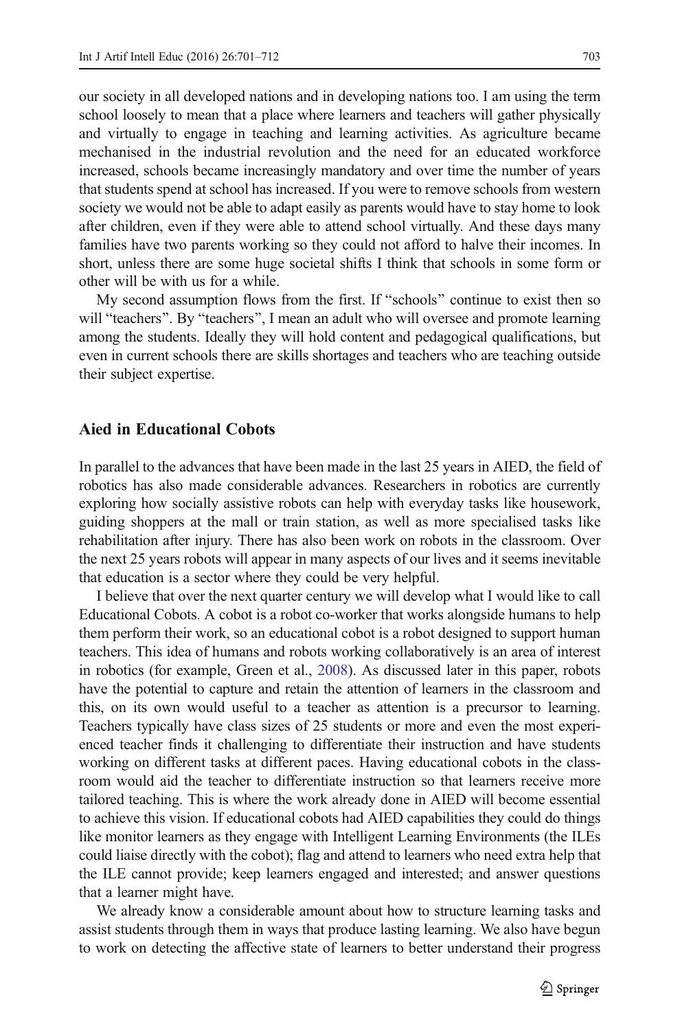our society in all developed nations and in developing nations too. I am using the term school loosely to mean that a place where learners and teachers will gather physically and virtually to engage in teaching and learning activities. As agriculture became mechanised in the industrial revolution and the need for an educated workforce increased, schools became increasingly mandatory and over time the number of years that students spend at school has increased. If you were to remove schools from western society we would not be able to adapt easily as parents would have to stay home to look after children, even if they were able to attend school virtually. And these days many families have two parents working so they could not afford to halve their incomes. In short, unless there are some huge societal shifts I think that schools in some form or other will be with us for a while.

My second assumption flows from the first. If "schools" continue to exist then so will "teachers". By "teachers", I mean an adult who will oversee and promote learning among the students. Ideally they will hold content and pedagogical qualifications, but even in current schools there are skills shortages and teachers who are teaching outside their subject expertise.

## Aied in Educational Cobots

In parallel to the advances that have been made in the last 25 years in AIED, the field of robotics has also made considerable advances. Researchers in robotics are currently exploring how socially assistive robots can help with everyday tasks like housework, guiding shoppers at the mall or train station, as well as more specialised tasks like rehabilitation after injury. There has also been work on robots in the classroom. Over the next 25 years robots will appear in many aspects of our lives and it seems inevitable that education is a sector where they could be very helpful.

I believe that over the next quarter century we will develop what I would like to call Educational Cobots. A cobot is a robot co-worker that works alongside humans to help them perform their work, so an educational cobot is a robot designed to support human teachers. This idea of humans and robots working collaboratively is an area of interest in robotics (for example, Green et al., 2008). As discussed later in this paper, robots have the potential to capture and retain the attention of learners in the classroom and this, on its own would useful to a teacher as attention is a precursor to learning. Teachers typically have class sizes of 25 students or more and even the most experienced teacher finds it challenging to differentiate their instruction and have students working on different tasks at different paces. Having educational cobots in the classroom would aid the teacher to differentiate instruction so that learners receive more tailored teaching. This is where the work already done in AIED will become essential to achieve this vision. If educational cobots had AIED capabilities they could do things like monitor learners as they engage with Intelligent Learning Environments (the ILEs could liaise directly with the cobot); flag and attend to learners who need extra help that the ILE cannot provide; keep learners engaged and interested; and answer questions that a learner might have.

We already know a considerable amount about how to structure learning tasks and assist students through them in ways that produce lasting learning. We also have begun to work on detecting the affective state of learners to better understand their progress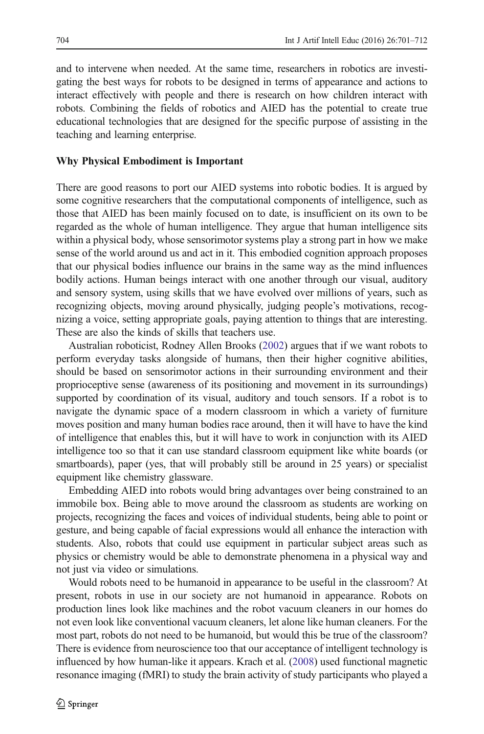and to intervene when needed. At the same time, researchers in robotics are investigating the best ways for robots to be designed in terms of appearance and actions to interact effectively with people and there is research on how children interact with robots. Combining the fields of robotics and AIED has the potential to create true educational technologies that are designed for the specific purpose of assisting in the teaching and learning enterprise.

**Why Physical Embodiment is Important**

There are good reasons to port our AIED systems into robotic bodies. It is argued by some cognitive researchers that the computational components of intelligence, such as those that AIED has been mainly focused on to date, is insufficient on its own to be regarded as the whole of human intelligence. They argue that human intelligence sits within a physical body, whose sensorimotor systems play a strong part in how we make sense of the world around us and act in it. This embodied cognition approach proposes that our physical bodies influence our brains in the same way as the mind influences bodily actions. Human beings interact with one another through our visual, auditory and sensory system, using skills that we have evolved over millions of years, such as recognizing objects, moving around physically, judging people's motivations, recognizing a voice, setting appropriate goals, paying attention to things that are interesting. These are also the kinds of skills that teachers use.

Australian roboticist, Rodney Allen Brooks (2002) argues that if we want robots to perform everyday tasks alongside of humans, then their higher cognitive abilities, should be based on sensorimotor actions in their surrounding environment and their proprioceptive sense (awareness of its positioning and movement in its surroundings) supported by coordination of its visual, auditory and touch sensors. If a robot is to navigate the dynamic space of a modern classroom in which a variety of furniture moves position and many human bodies race around, then it will have to have the kind of intelligence that enables this, but it will have to work in conjunction with its AIED intelligence too so that it can use standard classroom equipment like white boards (or smartboards), paper (yes, that will probably still be around in 25 years) or specialist equipment like chemistry glassware.

Embedding AIED into robots would bring advantages over being constrained to an immobile box. Being able to move around the classroom as students are working on projects, recognizing the faces and voices of individual students, being able to point or gesture, and being capable of facial expressions would all enhance the interaction with students. Also, robots that could use equipment in particular subject areas such as physics or chemistry would be able to demonstrate phenomena in a physical way and not just via video or simulations.

Would robots need to be humanoid in appearance to be useful in the classroom? At present, robots in use in our society are not humanoid in appearance. Robots on production lines look like machines and the robot vacuum cleaners in our homes do not even look like conventional vacuum cleaners, let alone like human cleaners. For the most part, robots do not need to be humanoid, but would this be true of the classroom? There is evidence from neuroscience too that our acceptance of intelligent technology is influenced by how human-like it appears. Krach et al. (2008) used functional magnetic resonance imaging (fMRI) to study the brain activity of study participants who played a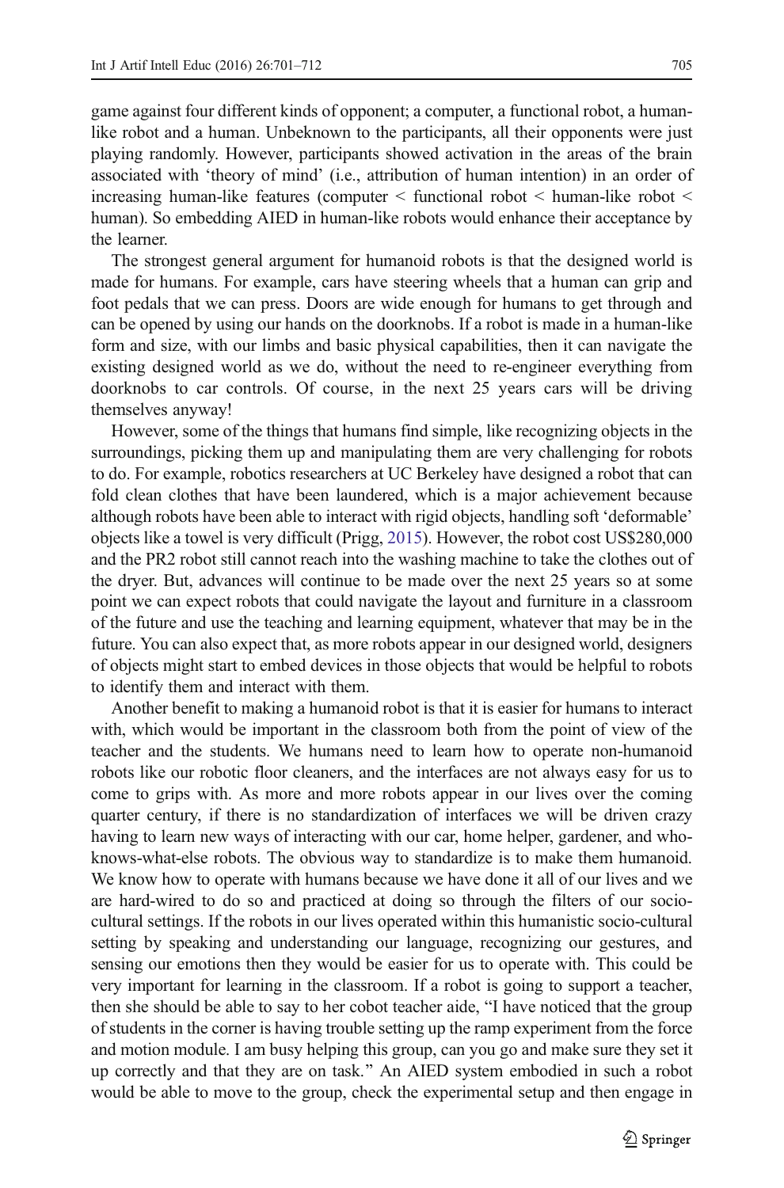game against four different kinds of opponent; a computer, a functional robot, a human-like robot and a human. Unbeknown to the participants, all their opponents were just playing randomly. However, participants showed activation in the areas of the brain associated with 'theory of mind' (i.e., attribution of human intention) in an order of increasing human-like features (computer < functional robot < human-like robot < human). So embedding AIED in human-like robots would enhance their acceptance by the learner.

The strongest general argument for humanoid robots is that the designed world is made for humans. For example, cars have steering wheels that a human can grip and foot pedals that we can press. Doors are wide enough for humans to get through and can be opened by using our hands on the doorknobs. If a robot is made in a human-like form and size, with our limbs and basic physical capabilities, then it can navigate the existing designed world as we do, without the need to re-engineer everything from doorknobs to car controls. Of course, in the next 25 years cars will be driving themselves anyway!

However, some of the things that humans find simple, like recognizing objects in the surroundings, picking them up and manipulating them are very challenging for robots to do. For example, robotics researchers at UC Berkeley have designed a robot that can fold clean clothes that have been laundered, which is a major achievement because although robots have been able to interact with rigid objects, handling soft 'deformable' objects like a towel is very difficult (Prigg, 2015). However, the robot cost US$280,000 and the PR2 robot still cannot reach into the washing machine to take the clothes out of the dryer. But, advances will continue to be made over the next 25 years so at some point we can expect robots that could navigate the layout and furniture in a classroom of the future and use the teaching and learning equipment, whatever that may be in the future. You can also expect that, as more robots appear in our designed world, designers of objects might start to embed devices in those objects that would be helpful to robots to identify them and interact with them.

Another benefit to making a humanoid robot is that it is easier for humans to interact with, which would be important in the classroom both from the point of view of the teacher and the students. We humans need to learn how to operate non-humanoid robots like our robotic floor cleaners, and the interfaces are not always easy for us to come to grips with. As more and more robots appear in our lives over the coming quarter century, if there is no standardization of interfaces we will be driven crazy having to learn new ways of interacting with our car, home helper, gardener, and who-knows-what-else robots. The obvious way to standardize is to make them humanoid. We know how to operate with humans because we have done it all of our lives and we are hard-wired to do so and practiced at doing so through the filters of our socio-cultural settings. If the robots in our lives operated within this humanistic socio-cultural setting by speaking and understanding our language, recognizing our gestures, and sensing our emotions then they would be easier for us to operate with. This could be very important for learning in the classroom. If a robot is going to support a teacher, then she should be able to say to her cobot teacher aide, "I have noticed that the group of students in the corner is having trouble setting up the ramp experiment from the force and motion module. I am busy helping this group, can you go and make sure they set it up correctly and that they are on task." An AIED system embodied in such a robot would be able to move to the group, check the experimental setup and then engage in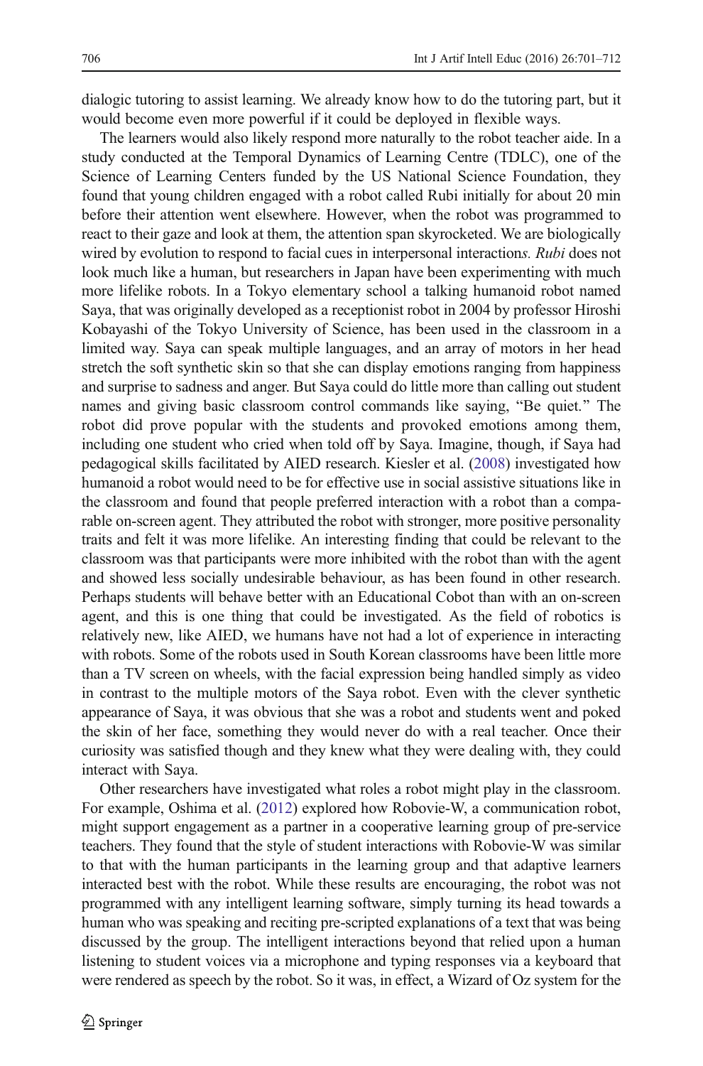dialogic tutoring to assist learning. We already know how to do the tutoring part, but it would become even more powerful if it could be deployed in flexible ways.

The learners would also likely respond more naturally to the robot teacher aide. In a study conducted at the Temporal Dynamics of Learning Centre (TDLC), one of the Science of Learning Centers funded by the US National Science Foundation, they found that young children engaged with a robot called Rubi initially for about 20 min before their attention went elsewhere. However, when the robot was programmed to react to their gaze and look at them, the attention span skyrocketed. We are biologically wired by evolution to respond to facial cues in interpersonal interaction*s. Rubi* does not look much like a human, but researchers in Japan have been experimenting with much more lifelike robots. In a Tokyo elementary school a talking humanoid robot named Saya, that was originally developed as a receptionist robot in 2004 by professor Hiroshi Kobayashi of the Tokyo University of Science, has been used in the classroom in a limited way. Saya can speak multiple languages, and an array of motors in her head stretch the soft synthetic skin so that she can display emotions ranging from happiness and surprise to sadness and anger. But Saya could do little more than calling out student names and giving basic classroom control commands like saying, "Be quiet." The robot did prove popular with the students and provoked emotions among them, including one student who cried when told off by Saya. Imagine, though, if Saya had pedagogical skills facilitated by AIED research. Kiesler et al. (2008) investigated how humanoid a robot would need to be for effective use in social assistive situations like in the classroom and found that people preferred interaction with a robot than a comparable on-screen agent. They attributed the robot with stronger, more positive personality traits and felt it was more lifelike. An interesting finding that could be relevant to the classroom was that participants were more inhibited with the robot than with the agent and showed less socially undesirable behaviour, as has been found in other research. Perhaps students will behave better with an Educational Cobot than with an on-screen agent, and this is one thing that could be investigated. As the field of robotics is relatively new, like AIED, we humans have not had a lot of experience in interacting with robots. Some of the robots used in South Korean classrooms have been little more than a TV screen on wheels, with the facial expression being handled simply as video in contrast to the multiple motors of the Saya robot. Even with the clever synthetic appearance of Saya, it was obvious that she was a robot and students went and poked the skin of her face, something they would never do with a real teacher. Once their curiosity was satisfied though and they knew what they were dealing with, they could interact with Saya.

Other researchers have investigated what roles a robot might play in the classroom. For example, Oshima et al. (2012) explored how Robovie-W, a communication robot, might support engagement as a partner in a cooperative learning group of pre-service teachers. They found that the style of student interactions with Robovie-W was similar to that with the human participants in the learning group and that adaptive learners interacted best with the robot. While these results are encouraging, the robot was not programmed with any intelligent learning software, simply turning its head towards a human who was speaking and reciting pre-scripted explanations of a text that was being discussed by the group. The intelligent interactions beyond that relied upon a human listening to student voices via a microphone and typing responses via a keyboard that were rendered as speech by the robot. So it was, in effect, a Wizard of Oz system for the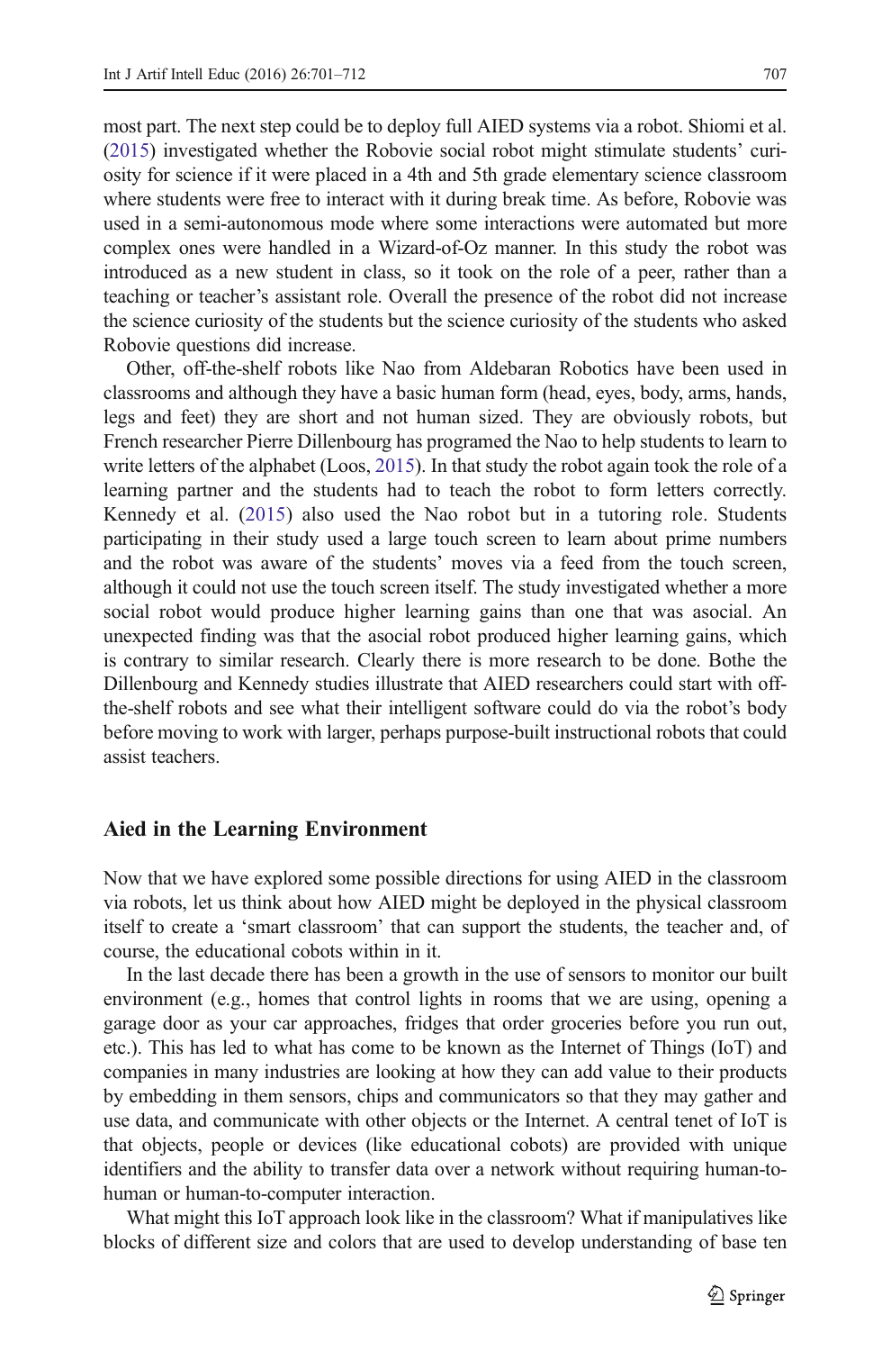most part. The next step could be to deploy full AIED systems via a robot. Shiomi et al. (2015) investigated whether the Robovie social robot might stimulate students' curiosity for science if it were placed in a 4th and 5th grade elementary science classroom where students were free to interact with it during break time. As before, Robovie was used in a semi-autonomous mode where some interactions were automated but more complex ones were handled in a Wizard-of-Oz manner. In this study the robot was introduced as a new student in class, so it took on the role of a peer, rather than a teaching or teacher's assistant role. Overall the presence of the robot did not increase the science curiosity of the students but the science curiosity of the students who asked Robovie questions did increase.

Other, off-the-shelf robots like Nao from Aldebaran Robotics have been used in classrooms and although they have a basic human form (head, eyes, body, arms, hands, legs and feet) they are short and not human sized. They are obviously robots, but French researcher Pierre Dillenbourg has programed the Nao to help students to learn to write letters of the alphabet (Loos, 2015). In that study the robot again took the role of a learning partner and the students had to teach the robot to form letters correctly. Kennedy et al. (2015) also used the Nao robot but in a tutoring role. Students participating in their study used a large touch screen to learn about prime numbers and the robot was aware of the students' moves via a feed from the touch screen, although it could not use the touch screen itself. The study investigated whether a more social robot would produce higher learning gains than one that was asocial. An unexpected finding was that the asocial robot produced higher learning gains, which is contrary to similar research. Clearly there is more research to be done. Bothe the Dillenbourg and Kennedy studies illustrate that AIED researchers could start with off-the-shelf robots and see what their intelligent software could do via the robot's body before moving to work with larger, perhaps purpose-built instructional robots that could assist teachers.

## Aied in the Learning Environment

Now that we have explored some possible directions for using AIED in the classroom via robots, let us think about how AIED might be deployed in the physical classroom itself to create a 'smart classroom' that can support the students, the teacher and, of course, the educational cobots within in it.

In the last decade there has been a growth in the use of sensors to monitor our built environment (e.g., homes that control lights in rooms that we are using, opening a garage door as your car approaches, fridges that order groceries before you run out, etc.). This has led to what has come to be known as the Internet of Things (IoT) and companies in many industries are looking at how they can add value to their products by embedding in them sensors, chips and communicators so that they may gather and use data, and communicate with other objects or the Internet. A central tenet of IoT is that objects, people or devices (like educational cobots) are provided with unique identifiers and the ability to transfer data over a network without requiring human-to-human or human-to-computer interaction.

What might this IoT approach look like in the classroom? What if manipulatives like blocks of different size and colors that are used to develop understanding of base ten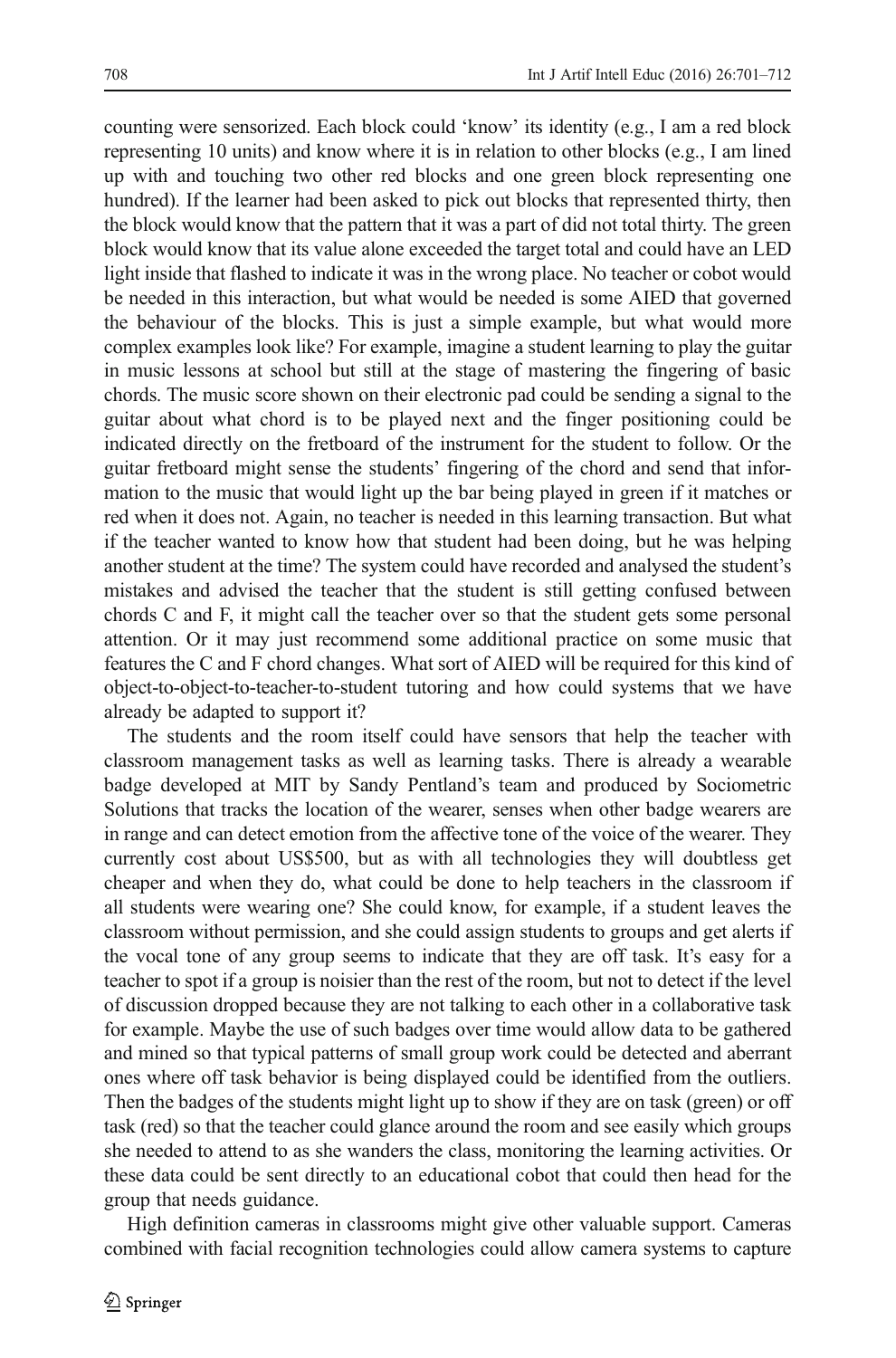counting were sensorized. Each block could 'know' its identity (e.g., I am a red block representing 10 units) and know where it is in relation to other blocks (e.g., I am lined up with and touching two other red blocks and one green block representing one hundred). If the learner had been asked to pick out blocks that represented thirty, then the block would know that the pattern that it was a part of did not total thirty. The green block would know that its value alone exceeded the target total and could have an LED light inside that flashed to indicate it was in the wrong place. No teacher or cobot would be needed in this interaction, but what would be needed is some AIED that governed the behaviour of the blocks. This is just a simple example, but what would more complex examples look like? For example, imagine a student learning to play the guitar in music lessons at school but still at the stage of mastering the fingering of basic chords. The music score shown on their electronic pad could be sending a signal to the guitar about what chord is to be played next and the finger positioning could be indicated directly on the fretboard of the instrument for the student to follow. Or the guitar fretboard might sense the students' fingering of the chord and send that information to the music that would light up the bar being played in green if it matches or red when it does not. Again, no teacher is needed in this learning transaction. But what if the teacher wanted to know how that student had been doing, but he was helping another student at the time? The system could have recorded and analysed the student's mistakes and advised the teacher that the student is still getting confused between chords C and F, it might call the teacher over so that the student gets some personal attention. Or it may just recommend some additional practice on some music that features the C and F chord changes. What sort of AIED will be required for this kind of object-to-object-to-teacher-to-student tutoring and how could systems that we have already be adapted to support it?

The students and the room itself could have sensors that help the teacher with classroom management tasks as well as learning tasks. There is already a wearable badge developed at MIT by Sandy Pentland's team and produced by Sociometric Solutions that tracks the location of the wearer, senses when other badge wearers are in range and can detect emotion from the affective tone of the voice of the wearer. They currently cost about US$500, but as with all technologies they will doubtless get cheaper and when they do, what could be done to help teachers in the classroom if all students were wearing one? She could know, for example, if a student leaves the classroom without permission, and she could assign students to groups and get alerts if the vocal tone of any group seems to indicate that they are off task. It's easy for a teacher to spot if a group is noisier than the rest of the room, but not to detect if the level of discussion dropped because they are not talking to each other in a collaborative task for example. Maybe the use of such badges over time would allow data to be gathered and mined so that typical patterns of small group work could be detected and aberrant ones where off task behavior is being displayed could be identified from the outliers. Then the badges of the students might light up to show if they are on task (green) or off task (red) so that the teacher could glance around the room and see easily which groups she needed to attend to as she wanders the class, monitoring the learning activities. Or these data could be sent directly to an educational cobot that could then head for the group that needs guidance.

High definition cameras in classrooms might give other valuable support. Cameras combined with facial recognition technologies could allow camera systems to capture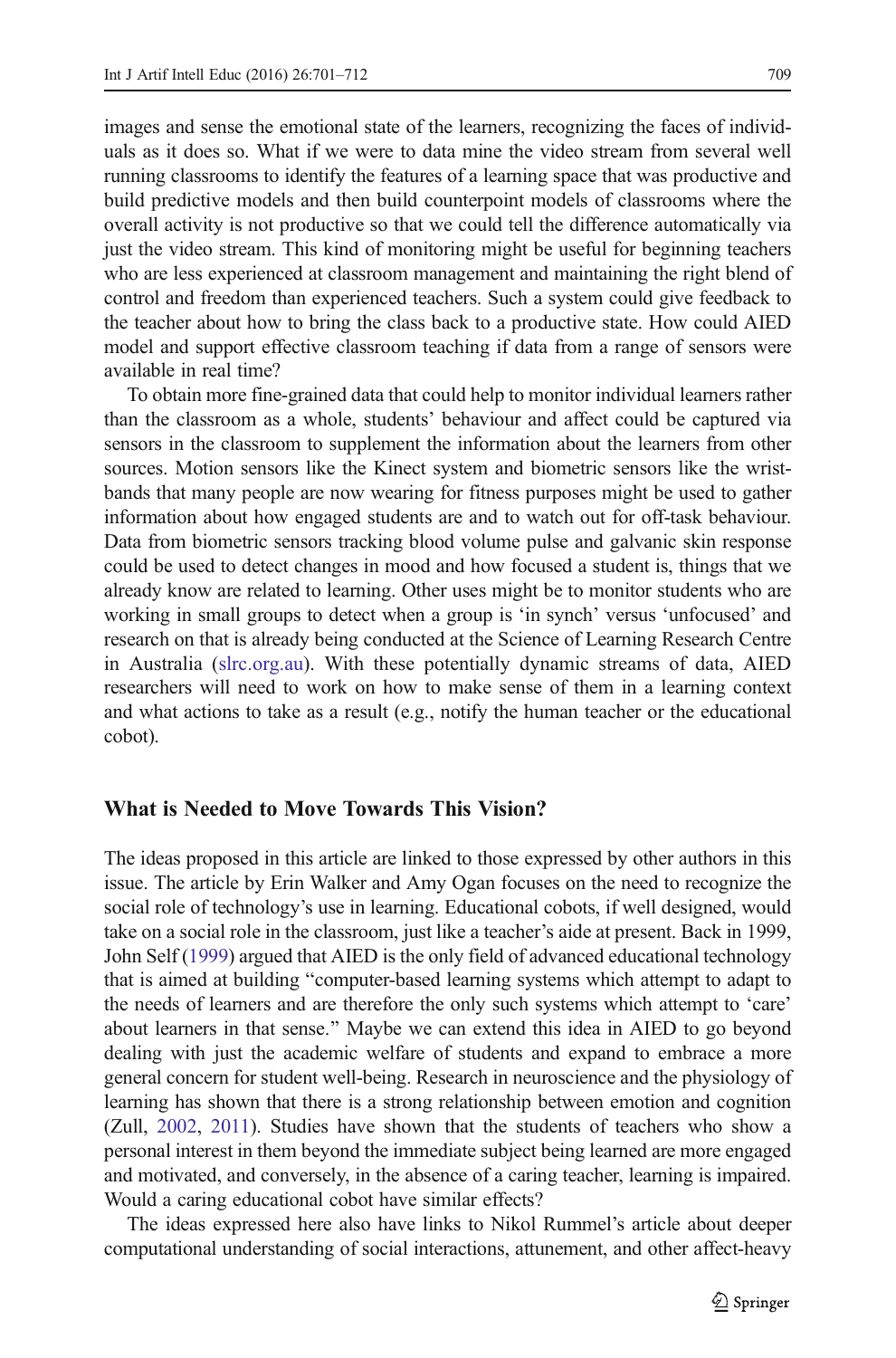images and sense the emotional state of the learners, recognizing the faces of individuals as it does so. What if we were to data mine the video stream from several well running classrooms to identify the features of a learning space that was productive and build predictive models and then build counterpoint models of classrooms where the overall activity is not productive so that we could tell the difference automatically via just the video stream. This kind of monitoring might be useful for beginning teachers who are less experienced at classroom management and maintaining the right blend of control and freedom than experienced teachers. Such a system could give feedback to the teacher about how to bring the class back to a productive state. How could AIED model and support effective classroom teaching if data from a range of sensors were available in real time?

To obtain more fine-grained data that could help to monitor individual learners rather than the classroom as a whole, students' behaviour and affect could be captured via sensors in the classroom to supplement the information about the learners from other sources. Motion sensors like the Kinect system and biometric sensors like the wristbands that many people are now wearing for fitness purposes might be used to gather information about how engaged students are and to watch out for off-task behaviour. Data from biometric sensors tracking blood volume pulse and galvanic skin response could be used to detect changes in mood and how focused a student is, things that we already know are related to learning. Other uses might be to monitor students who are working in small groups to detect when a group is 'in synch' versus 'unfocused' and research on that is already being conducted at the Science of Learning Research Centre in Australia (slrc.org.au). With these potentially dynamic streams of data, AIED researchers will need to work on how to make sense of them in a learning context and what actions to take as a result (e.g., notify the human teacher or the educational cobot).

## What is Needed to Move Towards This Vision?

The ideas proposed in this article are linked to those expressed by other authors in this issue. The article by Erin Walker and Amy Ogan focuses on the need to recognize the social role of technology's use in learning. Educational cobots, if well designed, would take on a social role in the classroom, just like a teacher's aide at present. Back in 1999, John Self (1999) argued that AIED is the only field of advanced educational technology that is aimed at building "computer-based learning systems which attempt to adapt to the needs of learners and are therefore the only such systems which attempt to 'care' about learners in that sense." Maybe we can extend this idea in AIED to go beyond dealing with just the academic welfare of students and expand to embrace a more general concern for student well-being. Research in neuroscience and the physiology of learning has shown that there is a strong relationship between emotion and cognition (Zull, 2002, 2011). Studies have shown that the students of teachers who show a personal interest in them beyond the immediate subject being learned are more engaged and motivated, and conversely, in the absence of a caring teacher, learning is impaired. Would a caring educational cobot have similar effects?

The ideas expressed here also have links to Nikol Rummel's article about deeper computational understanding of social interactions, attunement, and other affect-heavy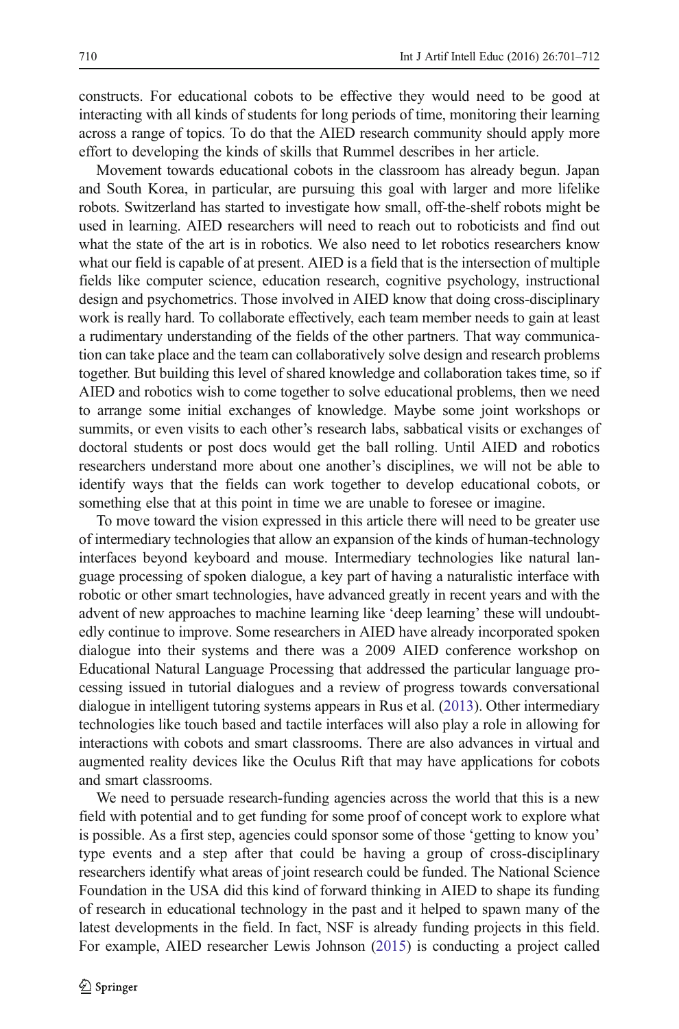constructs. For educational cobots to be effective they would need to be good at interacting with all kinds of students for long periods of time, monitoring their learning across a range of topics. To do that the AIED research community should apply more effort to developing the kinds of skills that Rummel describes in her article.

Movement towards educational cobots in the classroom has already begun. Japan and South Korea, in particular, are pursuing this goal with larger and more lifelike robots. Switzerland has started to investigate how small, off-the-shelf robots might be used in learning. AIED researchers will need to reach out to roboticists and find out what the state of the art is in robotics. We also need to let robotics researchers know what our field is capable of at present. AIED is a field that is the intersection of multiple fields like computer science, education research, cognitive psychology, instructional design and psychometrics. Those involved in AIED know that doing cross-disciplinary work is really hard. To collaborate effectively, each team member needs to gain at least a rudimentary understanding of the fields of the other partners. That way communication can take place and the team can collaboratively solve design and research problems together. But building this level of shared knowledge and collaboration takes time, so if AIED and robotics wish to come together to solve educational problems, then we need to arrange some initial exchanges of knowledge. Maybe some joint workshops or summits, or even visits to each other's research labs, sabbatical visits or exchanges of doctoral students or post docs would get the ball rolling. Until AIED and robotics researchers understand more about one another's disciplines, we will not be able to identify ways that the fields can work together to develop educational cobots, or something else that at this point in time we are unable to foresee or imagine.

To move toward the vision expressed in this article there will need to be greater use of intermediary technologies that allow an expansion of the kinds of human-technology interfaces beyond keyboard and mouse. Intermediary technologies like natural language processing of spoken dialogue, a key part of having a naturalistic interface with robotic or other smart technologies, have advanced greatly in recent years and with the advent of new approaches to machine learning like 'deep learning' these will undoubtedly continue to improve. Some researchers in AIED have already incorporated spoken dialogue into their systems and there was a 2009 AIED conference workshop on Educational Natural Language Processing that addressed the particular language processing issued in tutorial dialogues and a review of progress towards conversational dialogue in intelligent tutoring systems appears in Rus et al. (2013). Other intermediary technologies like touch based and tactile interfaces will also play a role in allowing for interactions with cobots and smart classrooms. There are also advances in virtual and augmented reality devices like the Oculus Rift that may have applications for cobots and smart classrooms.

We need to persuade research-funding agencies across the world that this is a new field with potential and to get funding for some proof of concept work to explore what is possible. As a first step, agencies could sponsor some of those 'getting to know you' type events and a step after that could be having a group of cross-disciplinary researchers identify what areas of joint research could be funded. The National Science Foundation in the USA did this kind of forward thinking in AIED to shape its funding of research in educational technology in the past and it helped to spawn many of the latest developments in the field. In fact, NSF is already funding projects in this field. For example, AIED researcher Lewis Johnson (2015) is conducting a project called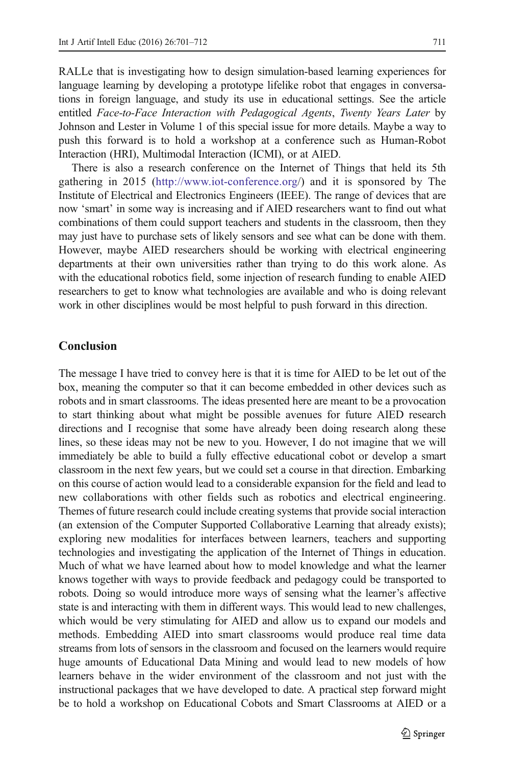RALLe that is investigating how to design simulation-based learning experiences for language learning by developing a prototype lifelike robot that engages in conversations in foreign language, and study its use in educational settings. See the article entitled *Face-to-Face Interaction with Pedagogical Agents*, *Twenty Years Later* by Johnson and Lester in Volume 1 of this special issue for more details. Maybe a way to push this forward is to hold a workshop at a conference such as Human-Robot Interaction (HRI), Multimodal Interaction (ICMI), or at AIED.

There is also a research conference on the Internet of Things that held its 5th gathering in 2015 (http://www.iot-conference.org/) and it is sponsored by The Institute of Electrical and Electronics Engineers (IEEE). The range of devices that are now 'smart' in some way is increasing and if AIED researchers want to find out what combinations of them could support teachers and students in the classroom, then they may just have to purchase sets of likely sensors and see what can be done with them. However, maybe AIED researchers should be working with electrical engineering departments at their own universities rather than trying to do this work alone. As with the educational robotics field, some injection of research funding to enable AIED researchers to get to know what technologies are available and who is doing relevant work in other disciplines would be most helpful to push forward in this direction.

## Conclusion

The message I have tried to convey here is that it is time for AIED to be let out of the box, meaning the computer so that it can become embedded in other devices such as robots and in smart classrooms. The ideas presented here are meant to be a provocation to start thinking about what might be possible avenues for future AIED research directions and I recognise that some have already been doing research along these lines, so these ideas may not be new to you. However, I do not imagine that we will immediately be able to build a fully effective educational cobot or develop a smart classroom in the next few years, but we could set a course in that direction. Embarking on this course of action would lead to a considerable expansion for the field and lead to new collaborations with other fields such as robotics and electrical engineering. Themes of future research could include creating systems that provide social interaction (an extension of the Computer Supported Collaborative Learning that already exists); exploring new modalities for interfaces between learners, teachers and supporting technologies and investigating the application of the Internet of Things in education. Much of what we have learned about how to model knowledge and what the learner knows together with ways to provide feedback and pedagogy could be transported to robots. Doing so would introduce more ways of sensing what the learner's affective state is and interacting with them in different ways. This would lead to new challenges, which would be very stimulating for AIED and allow us to expand our models and methods. Embedding AIED into smart classrooms would produce real time data streams from lots of sensors in the classroom and focused on the learners would require huge amounts of Educational Data Mining and would lead to new models of how learners behave in the wider environment of the classroom and not just with the instructional packages that we have developed to date. A practical step forward might be to hold a workshop on Educational Cobots and Smart Classrooms at AIED or a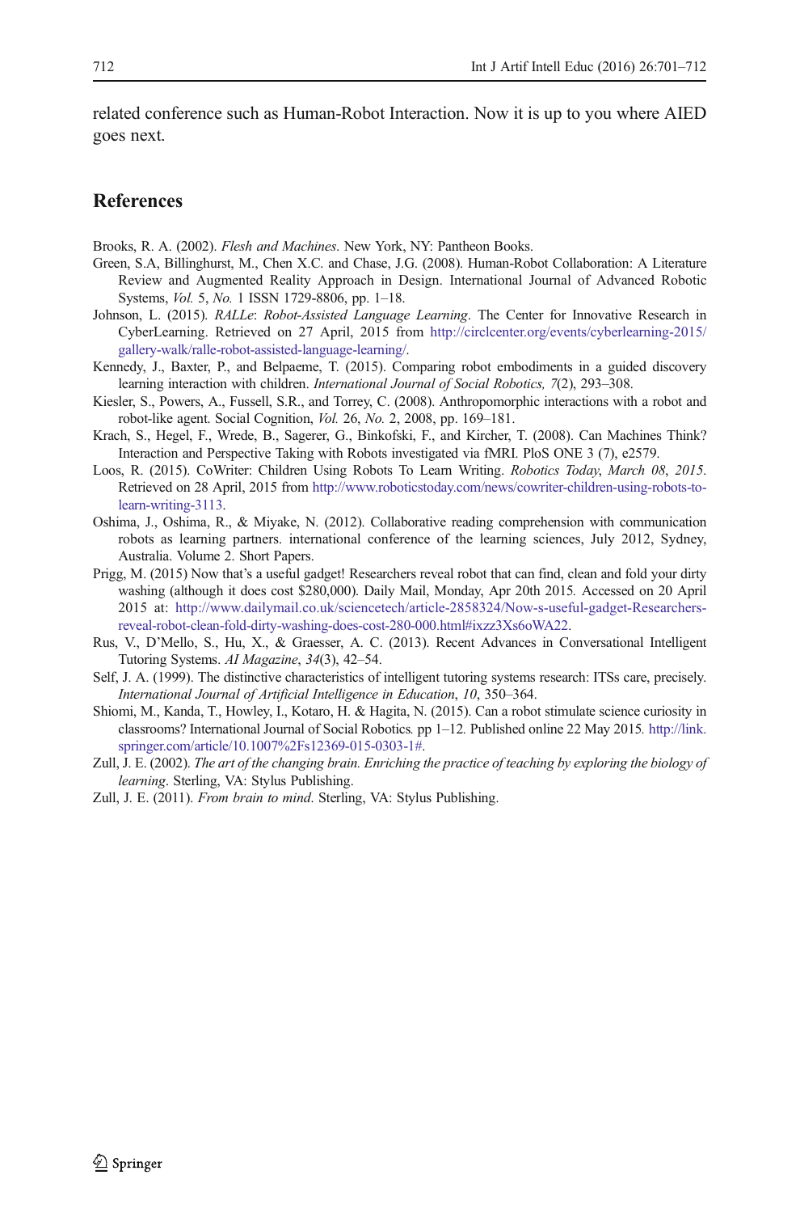related conference such as Human-Robot Interaction. Now it is up to you where AIED goes next.

## References

Brooks, R. A. (2002). *Flesh and Machines*. New York, NY: Pantheon Books.

Green, S.A, Billinghurst, M., Chen X.C. and Chase, J.G. (2008). Human-Robot Collaboration: A Literature Review and Augmented Reality Approach in Design. International Journal of Advanced Robotic Systems, *Vol.* 5, *No.* 1 ISSN 1729-8806, pp. 1–18.

Johnson, L. (2015). *RALLe*: *Robot-Assisted Language Learning*. The Center for Innovative Research in CyberLearning. Retrieved on 27 April, 2015 from http://circlcenter.org/events/cyberlearning-2015/gallery-walk/ralle-robot-assisted-language-learning/.

Kennedy, J., Baxter, P., and Belpaeme, T. (2015). Comparing robot embodiments in a guided discovery learning interaction with children. *International Journal of Social Robotics, 7*(2), 293–308.

Kiesler, S., Powers, A., Fussell, S.R., and Torrey, C. (2008). Anthropomorphic interactions with a robot and robot-like agent. Social Cognition, *Vol.* 26, *No.* 2, 2008, pp. 169–181.

Krach, S., Hegel, F., Wrede, B., Sagerer, G., Binkofski, F., and Kircher, T. (2008). Can Machines Think? Interaction and Perspective Taking with Robots investigated via fMRI. PloS ONE 3 (7), e2579.

Loos, R. (2015). CoWriter: Children Using Robots To Learn Writing. *Robotics Today*, *March 08*, *2015*. Retrieved on 28 April, 2015 from http://www.roboticstoday.com/news/cowriter-children-using-robots-to-learn-writing-3113.

Oshima, J., Oshima, R., & Miyake, N. (2012). Collaborative reading comprehension with communication robots as learning partners. international conference of the learning sciences, July 2012, Sydney, Australia. Volume 2. Short Papers.

Prigg, M. (2015) Now that's a useful gadget! Researchers reveal robot that can find, clean and fold your dirty washing (although it does cost $280,000). Daily Mail, Monday, Apr 20th 2015*.* Accessed on 20 April 2015 at: http://www.dailymail.co.uk/sciencetech/article-2858324/Now-s-useful-gadget-Researchers-reveal-robot-clean-fold-dirty-washing-does-cost-280-000.html#ixzz3Xs6oWA22.

Rus, V., D'Mello, S., Hu, X., & Graesser, A. C. (2013). Recent Advances in Conversational Intelligent Tutoring Systems. *AI Magazine*, *34*(3), 42–54.

Self, J. A. (1999). The distinctive characteristics of intelligent tutoring systems research: ITSs care, precisely. *International Journal of Artificial Intelligence in Education*, *10*, 350–364.

Shiomi, M., Kanda, T., Howley, I., Kotaro, H. & Hagita, N. (2015). Can a robot stimulate science curiosity in classrooms? International Journal of Social Robotics*.* pp 1–12*.* Published online 22 May 2015*.* http://link.springer.com/article/10.1007%2Fs12369-015-0303-1#.

Zull, J. E. (2002). *The art of the changing brain. Enriching the practice of teaching by exploring the biology of learning*. Sterling, VA: Stylus Publishing.

Zull, J. E. (2011). *From brain to mind*. Sterling, VA: Stylus Publishing.